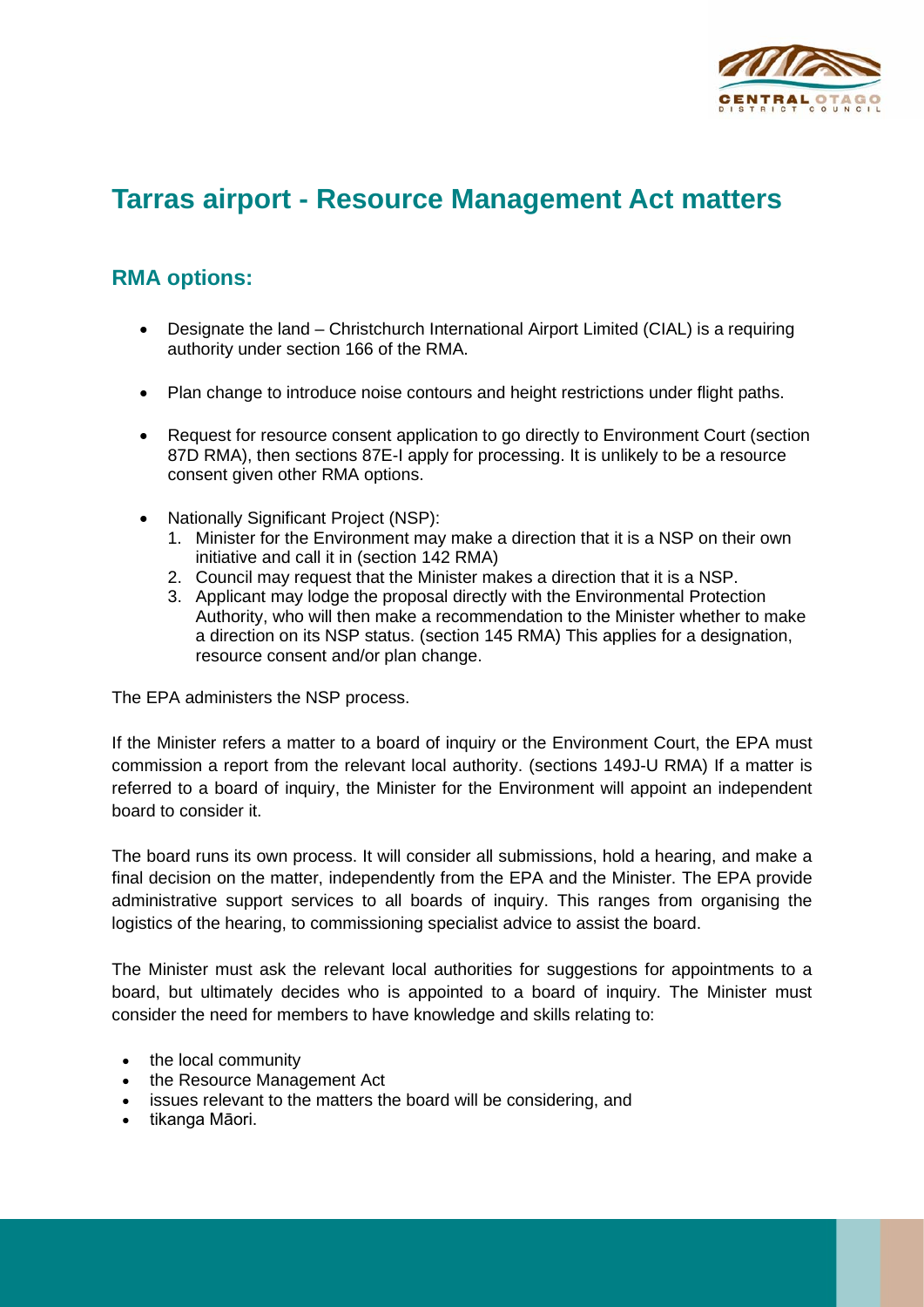# Tarras airport - Resource Management Act matters

## RMA options:

- Designate the land – Christchurch International Airport Limited (CIAL) is a requiring authority under section 166 of the RMA.
- Plan change to introduce noise contours and height restrictions under flight paths.
- Request for resource consent application to go directly to Environment Court (section 87D RMA), then sections 87E-I apply for processing. It is unlikely to be a resource consent given other RMA options.
- Nationally Significant Project (NSP):
  1. Minister for the Environment may make a direction that it is a NSP on their own initiative and call it in (section 142 RMA)
  2. Council may request that the Minister makes a direction that it is a NSP.
  3. Applicant may lodge the proposal directly with the Environmental Protection Authority, who will then make a recommendation to the Minister whether to make a direction on its NSP status. (section 145 RMA) This applies for a designation, resource consent and/or plan change.

The EPA administers the NSP process.

If the Minister refers a matter to a board of inquiry or the Environment Court, the EPA must commission a report from the relevant local authority. (sections 149J-U RMA) If a matter is referred to a board of inquiry, the Minister for the Environment will appoint an independent board to consider it.

The board runs its own process. It will consider all submissions, hold a hearing, and make a final decision on the matter, independently from the EPA and the Minister. The EPA provide administrative support services to all boards of inquiry. This ranges from organising the logistics of the hearing, to commissioning specialist advice to assist the board.

The Minister must ask the relevant local authorities for suggestions for appointments to a board, but ultimately decides who is appointed to a board of inquiry. The Minister must consider the need for members to have knowledge and skills relating to:

- the local community
- the Resource Management Act
- issues relevant to the matters the board will be considering, and
- tikanga Māori.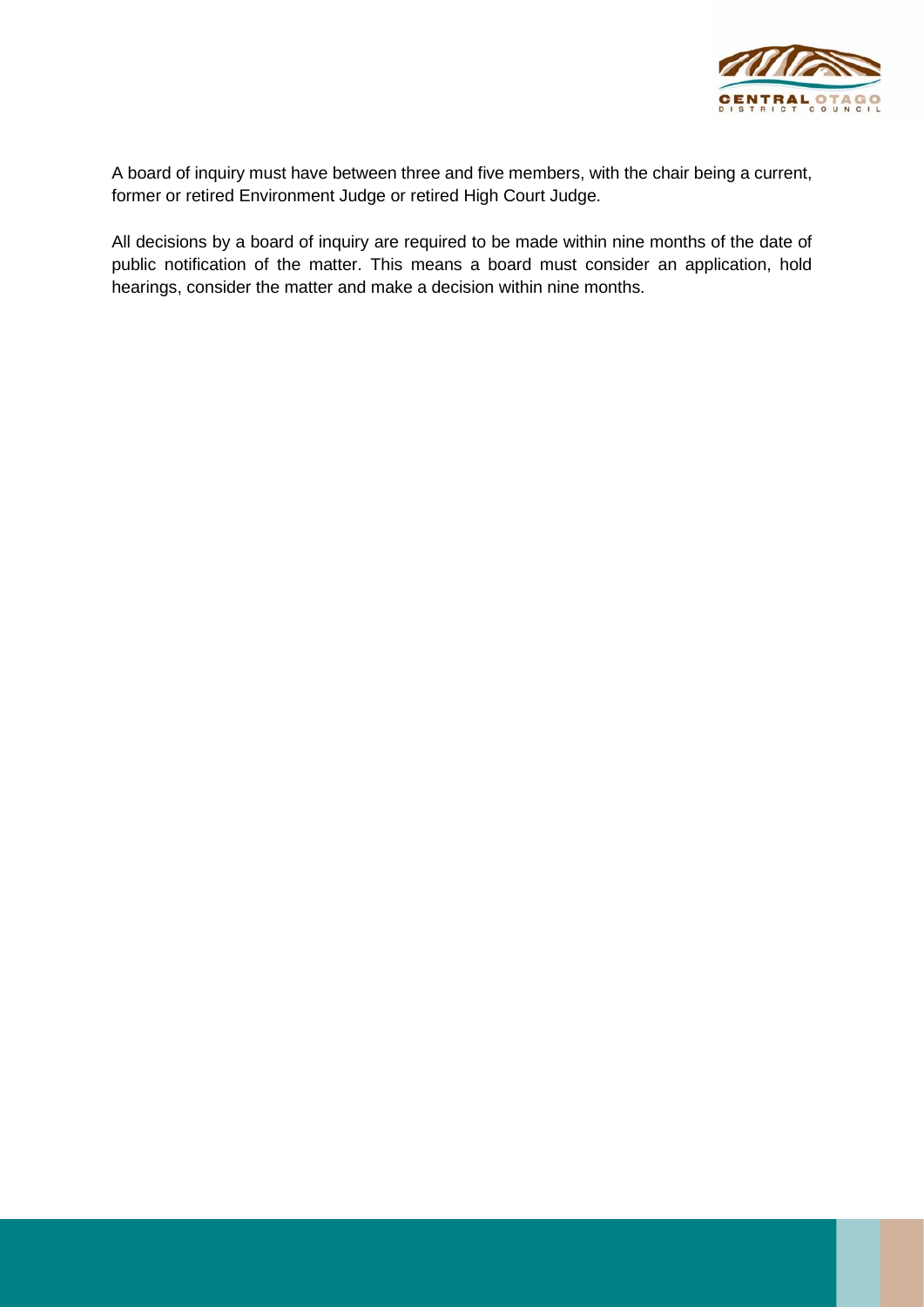A board of inquiry must have between three and five members, with the chair being a current, former or retired Environment Judge or retired High Court Judge.

All decisions by a board of inquiry are required to be made within nine months of the date of public notification of the matter. This means a board must consider an application, hold hearings, consider the matter and make a decision within nine months.